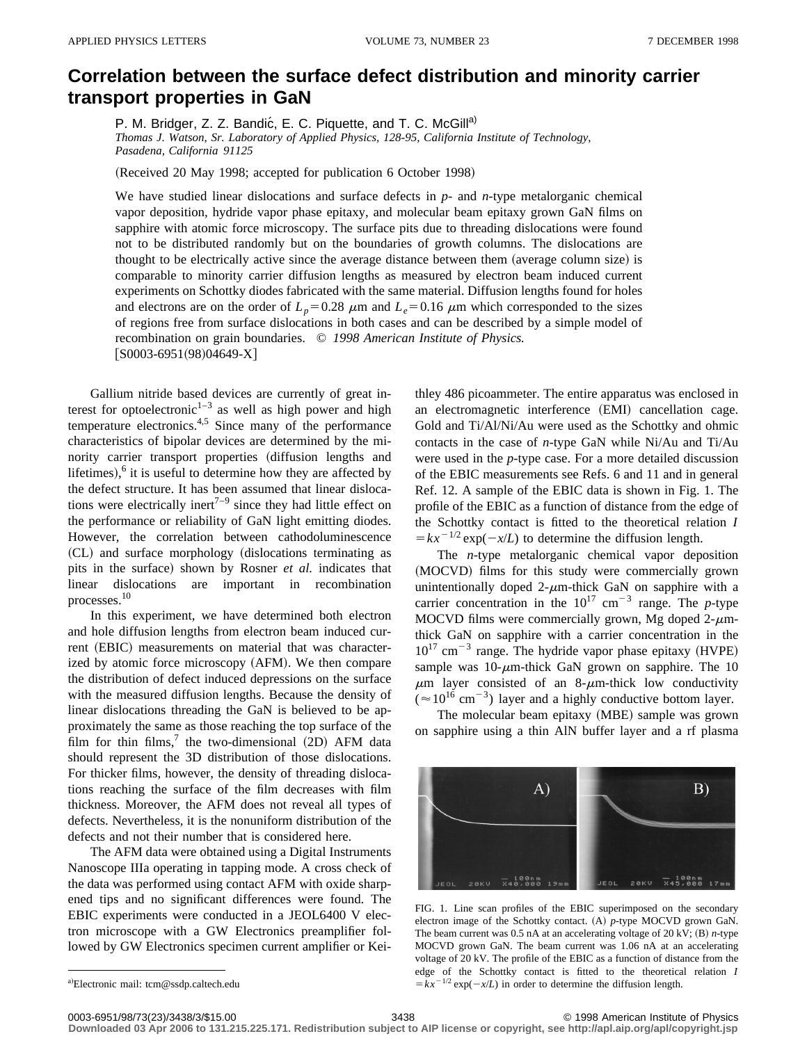# Correlation between the surface defect distribution and minority carrier transport properties in GaN

P. M. Bridger, Z. Z. Bandić, E. C. Piquette, and T. C. McGill[a]

*Thomas J. Watson, Sr. Laboratory of Applied Physics, 128-95, California Institute of Technology, Pasadena, California 91125*

(Received 20 May 1998; accepted for publication 6 October 1998)

We have studied linear dislocations and surface defects in *p*- and *n*-type metalorganic chemical vapor deposition, hydride vapor phase epitaxy, and molecular beam epitaxy grown GaN films on sapphire with atomic force microscopy. The surface pits due to threading dislocations were found not to be distributed randomly but on the boundaries of growth columns. The dislocations are thought to be electrically active since the average distance between them (average column size) is comparable to minority carrier diffusion lengths as measured by electron beam induced current experiments on Schottky diodes fabricated with the same material. Diffusion lengths found for holes and electrons are on the order of $L_p = 0.28$ μm and $L_e = 0.16$ μm which corresponded to the sizes of regions free from surface dislocations in both cases and can be described by a simple model of recombination on grain boundaries. © *1998 American Institute of Physics.* [S0003-6951(98)04649-X]

Gallium nitride based devices are currently of great interest for optoelectronic[1–3] as well as high power and high temperature electronics.[4,5] Since many of the performance characteristics of bipolar devices are determined by the minority carrier transport properties (diffusion lengths and lifetimes),[6] it is useful to determine how they are affected by the defect structure. It has been assumed that linear dislocations were electrically inert[7–9] since they had little effect on the performance or reliability of GaN light emitting diodes. However, the correlation between cathodoluminescence (CL) and surface morphology (dislocations terminating as pits in the surface) shown by Rosner *et al.* indicates that linear dislocations are important in recombination processes.[10]

In this experiment, we have determined both electron and hole diffusion lengths from electron beam induced current (EBIC) measurements on material that was characterized by atomic force microscopy (AFM). We then compare the distribution of defect induced depressions on the surface with the measured diffusion lengths. Because the density of linear dislocations threading the GaN is believed to be approximately the same as those reaching the top surface of the film for thin films,[7] the two-dimensional (2D) AFM data should represent the 3D distribution of those dislocations. For thicker films, however, the density of threading dislocations reaching the surface of the film decreases with film thickness. Moreover, the AFM does not reveal all types of defects. Nevertheless, it is the nonuniform distribution of the defects and not their number that is considered here.

The AFM data were obtained using a Digital Instruments Nanoscope IIIa operating in tapping mode. A cross check of the data was performed using contact AFM with oxide sharpened tips and no significant differences were found. The EBIC experiments were conducted in a JEOL6400 V electron microscope with a GW Electronics preamplifier followed by GW Electronics specimen current amplifier or Keithley 486 picoammeter. The entire apparatus was enclosed in an electromagnetic interference (EMI) cancellation cage. Gold and Ti/Al/Ni/Au were used as the Schottky and ohmic contacts in the case of *n*-type GaN while Ni/Au and Ti/Au were used in the *p*-type case. For a more detailed discussion of the EBIC measurements see Refs. 6 and 11 and in general Ref. 12. A sample of the EBIC data is shown in Fig. 1. The profile of the EBIC as a function of distance from the edge of the Schottky contact is fitted to the theoretical relation $I = kx^{-1/2}\exp(-x/L)$ to determine the diffusion length.

The *n*-type metalorganic chemical vapor deposition (MOCVD) films for this study were commercially grown unintentionally doped 2-μm-thick GaN on sapphire with a carrier concentration in the $10^{17}$ cm$^{-3}$ range. The *p*-type MOCVD films were commercially grown, Mg doped 2-μm-thick GaN on sapphire with a carrier concentration in the $10^{17}$ cm$^{-3}$ range. The hydride vapor phase epitaxy (HVPE) sample was 10-μm-thick GaN grown on sapphire. The 10 μm layer consisted of an 8-μm-thick low conductivity ($\approx 10^{16}$ cm$^{-3}$) layer and a highly conductive bottom layer.

The molecular beam epitaxy (MBE) sample was grown on sapphire using a thin AlN buffer layer and a rf plasma

FIG. 1. Line scan profiles of the EBIC superimposed on the secondary electron image of the Schottky contact. (A) *p*-type MOCVD grown GaN. The beam current was 0.5 nA at an accelerating voltage of 20 kV; (B) *n*-type MOCVD grown GaN. The beam current was 1.06 nA at an accelerating voltage of 20 kV. The profile of the EBIC as a function of distance from the edge of the Schottky contact is fitted to the theoretical relation $I = kx^{-1/2}\exp(-x/L)$ in order to determine the diffusion length.

[a]Electronic mail: tcm@ssdp.caltech.edu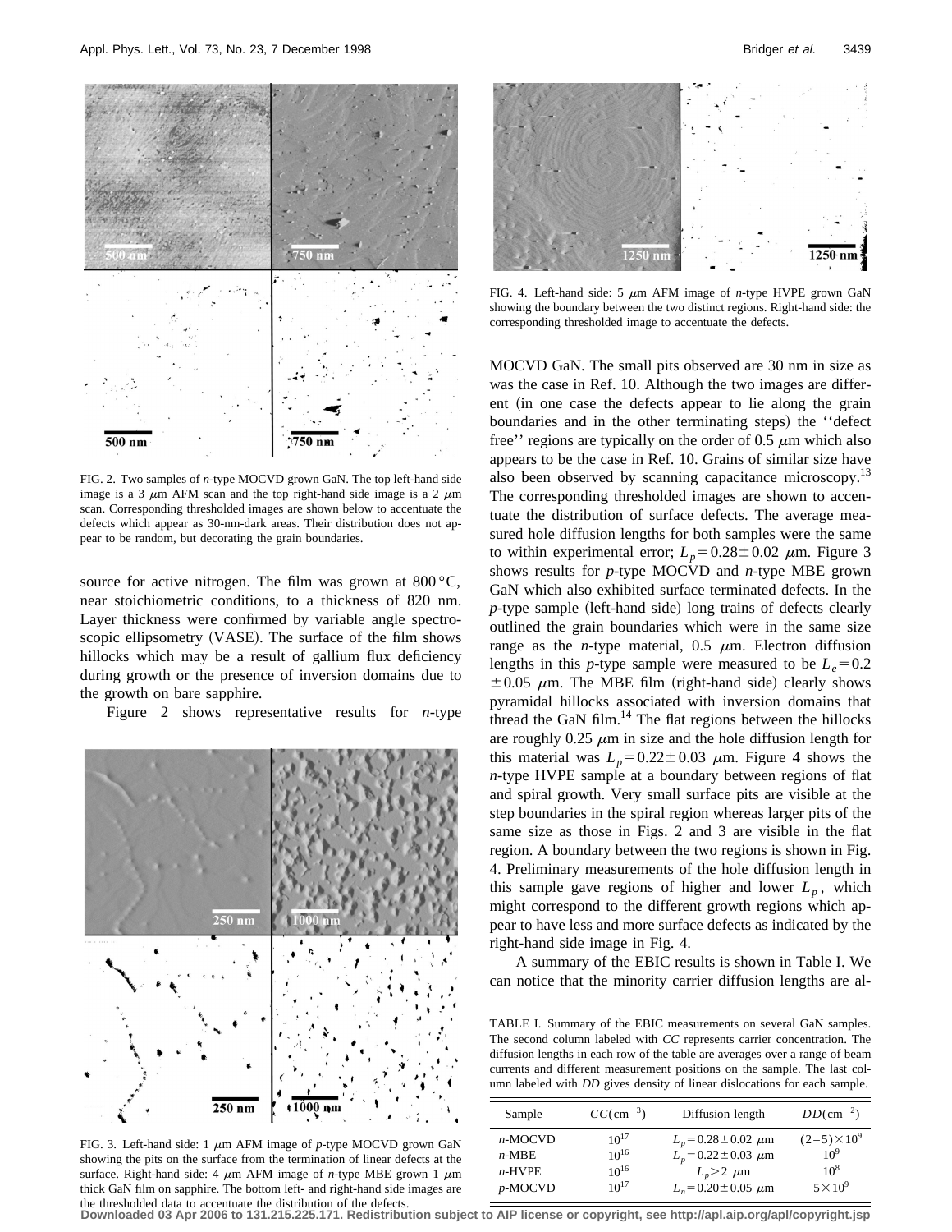FIG. 2. Two samples of *n*-type MOCVD grown GaN. The top left-hand side image is a 3 $\mu$m AFM scan and the top right-hand side image is a 2 $\mu$m scan. Corresponding thresholded images are shown below to accentuate the defects which appear as 30-nm-dark areas. Their distribution does not appear to be random, but decorating the grain boundaries.

source for active nitrogen. The film was grown at 800 °C, near stoichiometric conditions, to a thickness of 820 nm. Layer thickness were confirmed by variable angle spectroscopic ellipsometry (VASE). The surface of the film shows hillocks which may be a result of gallium flux deficiency during growth or the presence of inversion domains due to the growth on bare sapphire.

Figure 2 shows representative results for *n*-type MOCVD GaN. The small pits observed are 30 nm in size as was the case in Ref. 10. Although the two images are different (in one case the defects appear to lie along the grain boundaries and in the other terminating steps) the ''defect free'' regions are typically on the order of 0.5 $\mu$m which also appears to be the case in Ref. 10. Grains of similar size have also been observed by scanning capacitance microscopy.[13] The corresponding thresholded images are shown to accentuate the distribution of surface defects. The average measured hole diffusion lengths for both samples were the same to within experimental error; $L_p = 0.28 \pm 0.02$ $\mu$m. Figure 3 shows results for *p*-type MOCVD and *n*-type MBE grown GaN which also exhibited surface terminated defects. In the *p*-type sample (left-hand side) long trains of defects clearly outlined the grain boundaries which were in the same size range as the *n*-type material, 0.5 $\mu$m. Electron diffusion lengths in this *p*-type sample were measured to be $L_e = 0.2 \pm 0.05$ $\mu$m. The MBE film (right-hand side) clearly shows pyramidal hillocks associated with inversion domains that thread the GaN film.[14] The flat regions between the hillocks are roughly 0.25 $\mu$m in size and the hole diffusion length for this material was $L_p = 0.22 \pm 0.03$ $\mu$m. Figure 4 shows the *n*-type HVPE sample at a boundary between regions of flat and spiral growth. Very small surface pits are visible at the step boundaries in the spiral region whereas larger pits of the same size as those in Figs. 2 and 3 are visible in the flat region. A boundary between the two regions is shown in Fig. 4. Preliminary measurements of the hole diffusion length in this sample gave regions of higher and lower $L_p$, which might correspond to the different growth regions which appear to have less and more surface defects as indicated by the right-hand side image in Fig. 4.

FIG. 3. Left-hand side: 1 $\mu$m AFM image of *p*-type MOCVD grown GaN showing the pits on the surface from the termination of linear defects at the surface. Right-hand side: 4 $\mu$m AFM image of *n*-type MBE grown 1 $\mu$m thick GaN film on sapphire. The bottom left- and right-hand side images are the thresholded data to accentuate the distribution of the defects.

FIG. 4. Left-hand side: 5 $\mu$m AFM image of *n*-type HVPE grown GaN showing the boundary between the two distinct regions. Right-hand side: the corresponding thresholded image to accentuate the defects.

A summary of the EBIC results is shown in Table I. We can notice that the minority carrier diffusion lengths are al-

TABLE I. Summary of the EBIC measurements on several GaN samples. The second column labeled with *CC* represents carrier concentration. The diffusion lengths in each row of the table are averages over a range of beam currents and different measurement positions on the sample. The last column labeled with *DD* gives density of linear dislocations for each sample.

| Sample | $CC(\text{cm}^{-3})$ | Diffusion length | $DD(\text{cm}^{-2})$ |
|---|---|---|---|
| *n*-MOCVD | $10^{17}$ | $L_p = 0.28 \pm 0.02$ $\mu$m | $(2-5) \times 10^9$ |
| *n*-MBE | $10^{16}$ | $L_p = 0.22 \pm 0.03$ $\mu$m | $10^9$ |
| *n*-HVPE | $10^{16}$ | $L_p > 2$ $\mu$m | $10^8$ |
| *p*-MOCVD | $10^{17}$ | $L_n = 0.20 \pm 0.05$ $\mu$m | $5 \times 10^9$ |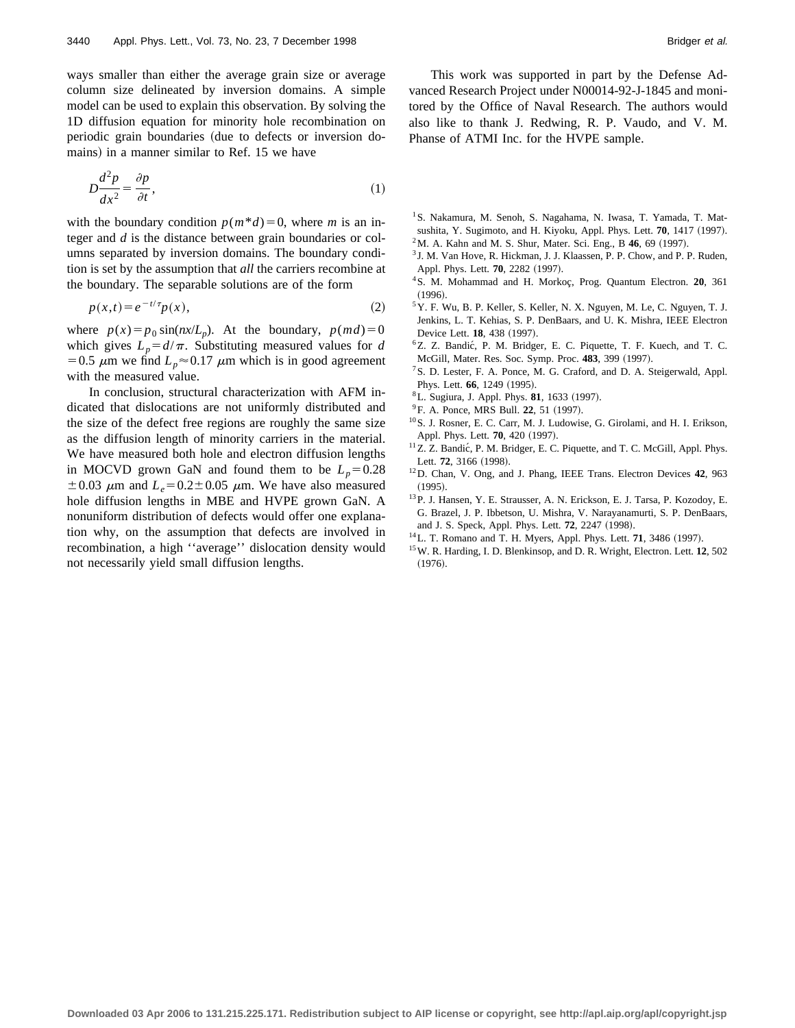ways smaller than either the average grain size or average column size delineated by inversion domains. A simple model can be used to explain this observation. By solving the 1D diffusion equation for minority hole recombination on periodic grain boundaries (due to defects or inversion domains) in a manner similar to Ref. 15 we have

$$D\frac{d^2p}{dx^2}=\frac{\partial p}{\partial t}, \tag{1}$$

with the boundary condition $p(m*d)=0$, where $m$ is an integer and $d$ is the distance between grain boundaries or columns separated by inversion domains. The boundary condition is set by the assumption that *all* the carriers recombine at the boundary. The separable solutions are of the form

$$p(x,t)=e^{-t/\tau}p(x), \tag{2}$$

where $p(x)=p_0\sin(nx/L_p)$. At the boundary, $p(md)=0$ which gives $L_p=d/\pi$. Substituting measured values for $d=0.5\ \mu$m we find $L_p\approx0.17\ \mu$m which is in good agreement with the measured value.

In conclusion, structural characterization with AFM indicated that dislocations are not uniformly distributed and the size of the defect free regions are roughly the same size as the diffusion length of minority carriers in the material. We have measured both hole and electron diffusion lengths in MOCVD grown GaN and found them to be $L_p=0.28\pm0.03\ \mu$m and $L_e=0.2\pm0.05\ \mu$m. We have also measured hole diffusion lengths in MBE and HVPE grown GaN. A nonuniform distribution of defects would offer one explanation why, on the assumption that defects are involved in recombination, a high ''average'' dislocation density would not necessarily yield small diffusion lengths.

This work was supported in part by the Defense Advanced Research Project under N00014-92-J-1845 and monitored by the Office of Naval Research. The authors would also like to thank J. Redwing, R. P. Vaudo, and V. M. Phanse of ATMI Inc. for the HVPE sample.

[1] S. Nakamura, M. Senoh, S. Nagahama, N. Iwasa, T. Yamada, T. Matsushita, Y. Sugimoto, and H. Kiyoku, Appl. Phys. Lett. **70**, 1417 (1997).
[2] M. A. Kahn and M. S. Shur, Mater. Sci. Eng., B **46**, 69 (1997).
[3] J. M. Van Hove, R. Hickman, J. J. Klaassen, P. P. Chow, and P. P. Ruden, Appl. Phys. Lett. **70**, 2282 (1997).
[4] S. M. Mohammad and H. Morkoç, Prog. Quantum Electron. **20**, 361 (1996).
[5] Y. F. Wu, B. P. Keller, S. Keller, N. X. Nguyen, M. Le, C. Nguyen, T. J. Jenkins, L. T. Kehias, S. P. DenBaars, and U. K. Mishra, IEEE Electron Device Lett. **18**, 438 (1997).
[6] Z. Z. Bandić, P. M. Bridger, E. C. Piquette, T. F. Kuech, and T. C. McGill, Mater. Res. Soc. Symp. Proc. **483**, 399 (1997).
[7] S. D. Lester, F. A. Ponce, M. G. Craford, and D. A. Steigerwald, Appl. Phys. Lett. **66**, 1249 (1995).
[8] L. Sugiura, J. Appl. Phys. **81**, 1633 (1997).
[9] F. A. Ponce, MRS Bull. **22**, 51 (1997).
[10] S. J. Rosner, E. C. Carr, M. J. Ludowise, G. Girolami, and H. I. Erikson, Appl. Phys. Lett. **70**, 420 (1997).
[11] Z. Z. Bandić, P. M. Bridger, E. C. Piquette, and T. C. McGill, Appl. Phys. Lett. **72**, 3166 (1998).
[12] D. Chan, V. Ong, and J. Phang, IEEE Trans. Electron Devices **42**, 963 (1995).
[13] P. J. Hansen, Y. E. Strausser, A. N. Erickson, E. J. Tarsa, P. Kozodoy, E. G. Brazel, J. P. Ibbetson, U. Mishra, V. Narayanamurti, S. P. DenBaars, and J. S. Speck, Appl. Phys. Lett. **72**, 2247 (1998).
[14] L. T. Romano and T. H. Myers, Appl. Phys. Lett. **71**, 3486 (1997).
[15] W. R. Harding, I. D. Blenkinsop, and D. R. Wright, Electron. Lett. **12**, 502 (1976).